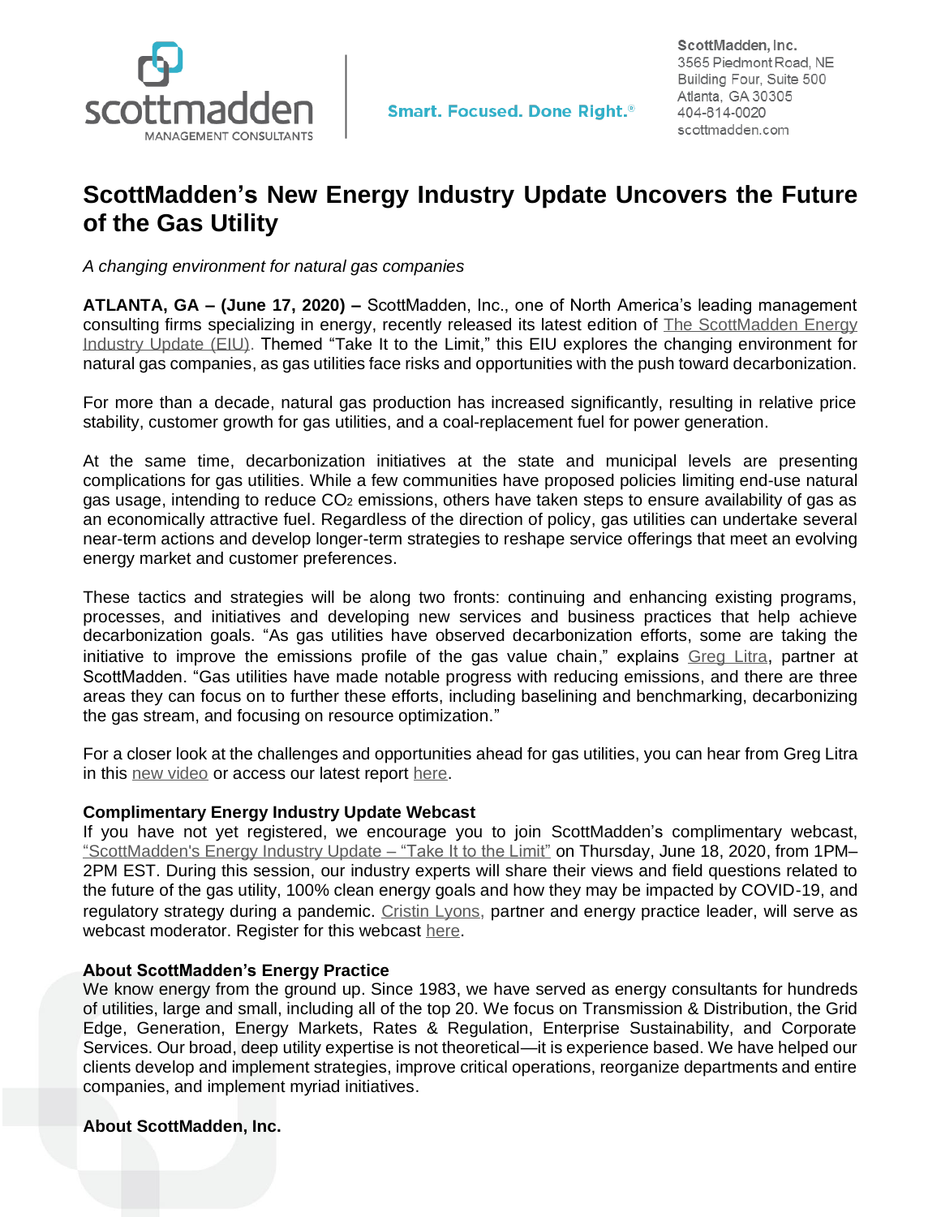scottmadden
MANAGEMENT CONSULTANTS

Smart. Focused. Done Right.®

**ScottMadden, Inc.**
3565 Piedmont Road, NE
Building Four, Suite 500
Atlanta, GA 30305
404-814-0020
scottmadden.com

# ScottMadden's New Energy Industry Update Uncovers the Future of the Gas Utility

*A changing environment for natural gas companies*

**ATLANTA, GA – (June 17, 2020) –** ScottMadden, Inc., one of North America's leading management consulting firms specializing in energy, recently released its latest edition of The ScottMadden Energy Industry Update (EIU). Themed "Take It to the Limit," this EIU explores the changing environment for natural gas companies, as gas utilities face risks and opportunities with the push toward decarbonization.

For more than a decade, natural gas production has increased significantly, resulting in relative price stability, customer growth for gas utilities, and a coal-replacement fuel for power generation.

At the same time, decarbonization initiatives at the state and municipal levels are presenting complications for gas utilities. While a few communities have proposed policies limiting end-use natural gas usage, intending to reduce $CO_2$ emissions, others have taken steps to ensure availability of gas as an economically attractive fuel. Regardless of the direction of policy, gas utilities can undertake several near-term actions and develop longer-term strategies to reshape service offerings that meet an evolving energy market and customer preferences.

These tactics and strategies will be along two fronts: continuing and enhancing existing programs, processes, and initiatives and developing new services and business practices that help achieve decarbonization goals. "As gas utilities have observed decarbonization efforts, some are taking the initiative to improve the emissions profile of the gas value chain," explains Greg Litra, partner at ScottMadden. "Gas utilities have made notable progress with reducing emissions, and there are three areas they can focus on to further these efforts, including baselining and benchmarking, decarbonizing the gas stream, and focusing on resource optimization."

For a closer look at the challenges and opportunities ahead for gas utilities, you can hear from Greg Litra in this new video or access our latest report here.

**Complimentary Energy Industry Update Webcast**

If you have not yet registered, we encourage you to join ScottMadden's complimentary webcast, "ScottMadden's Energy Industry Update – "Take It to the Limit" on Thursday, June 18, 2020, from 1PM–2PM EST. During this session, our industry experts will share their views and field questions related to the future of the gas utility, 100% clean energy goals and how they may be impacted by COVID-19, and regulatory strategy during a pandemic. Cristin Lyons, partner and energy practice leader, will serve as webcast moderator. Register for this webcast here.

**About ScottMadden's Energy Practice**

We know energy from the ground up. Since 1983, we have served as energy consultants for hundreds of utilities, large and small, including all of the top 20. We focus on Transmission & Distribution, the Grid Edge, Generation, Energy Markets, Rates & Regulation, Enterprise Sustainability, and Corporate Services. Our broad, deep utility expertise is not theoretical—it is experience based. We have helped our clients develop and implement strategies, improve critical operations, reorganize departments and entire companies, and implement myriad initiatives.

**About ScottMadden, Inc.**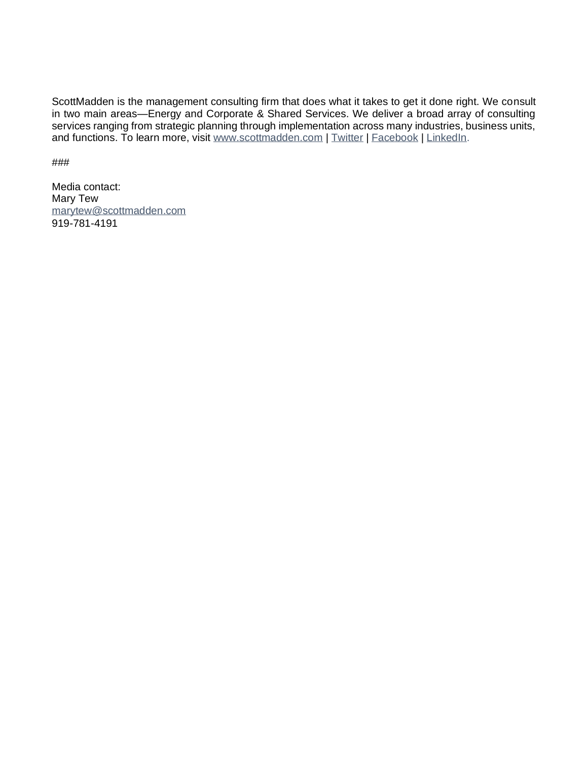ScottMadden is the management consulting firm that does what it takes to get it done right. We consult in two main areas—Energy and Corporate & Shared Services. We deliver a broad array of consulting services ranging from strategic planning through implementation across many industries, business units, and functions. To learn more, visit www.scottmadden.com | Twitter | Facebook | LinkedIn.

###

Media contact:
Mary Tew
marytew@scottmadden.com
919-781-4191